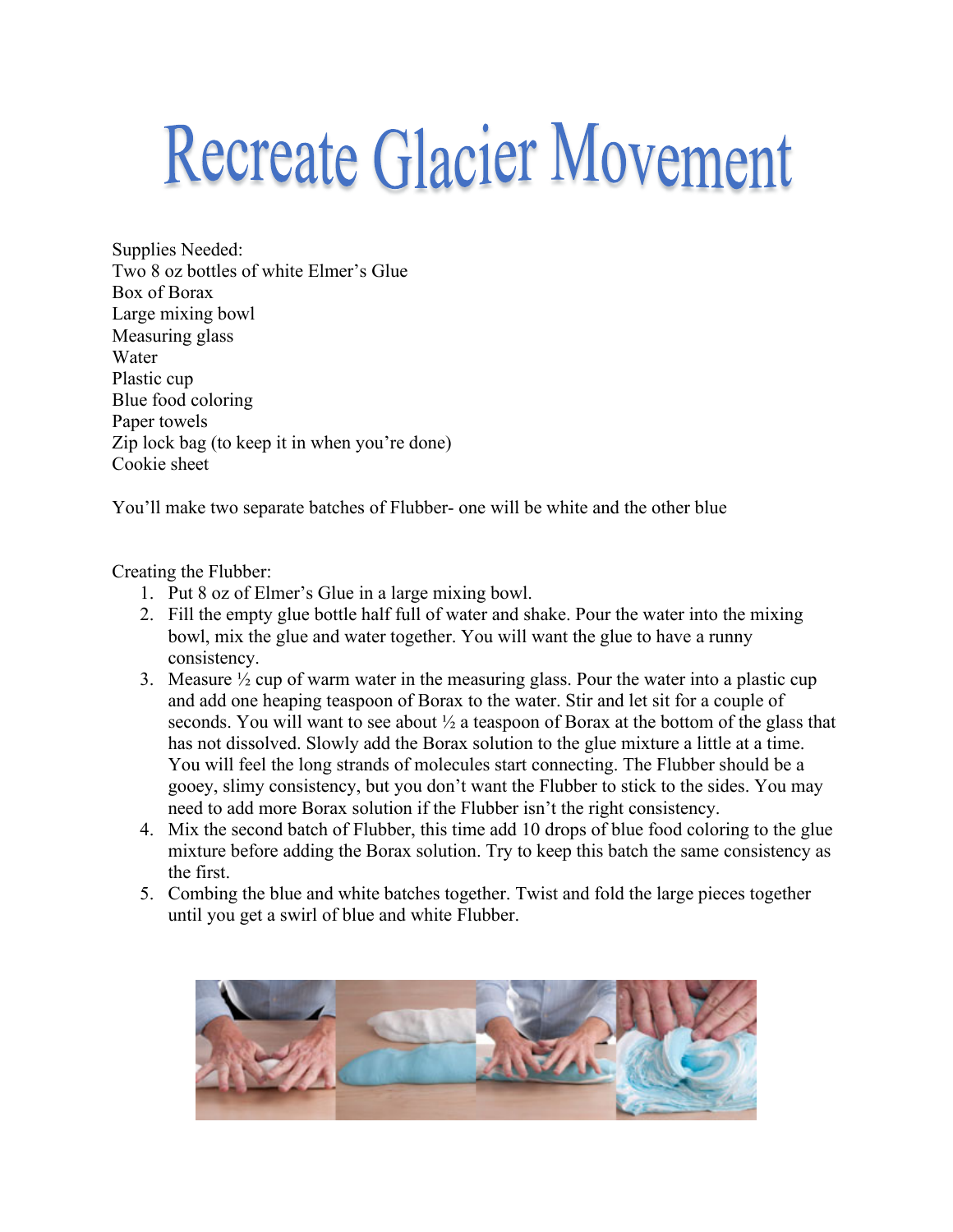# Recreate Glacier Movement

Supplies Needed:
Two 8 oz bottles of white Elmer's Glue
Box of Borax
Large mixing bowl
Measuring glass
Water
Plastic cup
Blue food coloring
Paper towels
Zip lock bag (to keep it in when you're done)
Cookie sheet

You'll make two separate batches of Flubber- one will be white and the other blue

Creating the Flubber:

1. Put 8 oz of Elmer's Glue in a large mixing bowl.
2. Fill the empty glue bottle half full of water and shake. Pour the water into the mixing bowl, mix the glue and water together. You will want the glue to have a runny consistency.
3. Measure ½ cup of warm water in the measuring glass. Pour the water into a plastic cup and add one heaping teaspoon of Borax to the water. Stir and let sit for a couple of seconds. You will want to see about ½ a teaspoon of Borax at the bottom of the glass that has not dissolved. Slowly add the Borax solution to the glue mixture a little at a time. You will feel the long strands of molecules start connecting. The Flubber should be a gooey, slimy consistency, but you don't want the Flubber to stick to the sides. You may need to add more Borax solution if the Flubber isn't the right consistency.
4. Mix the second batch of Flubber, this time add 10 drops of blue food coloring to the glue mixture before adding the Borax solution. Try to keep this batch the same consistency as the first.
5. Combing the blue and white batches together. Twist and fold the large pieces together until you get a swirl of blue and white Flubber.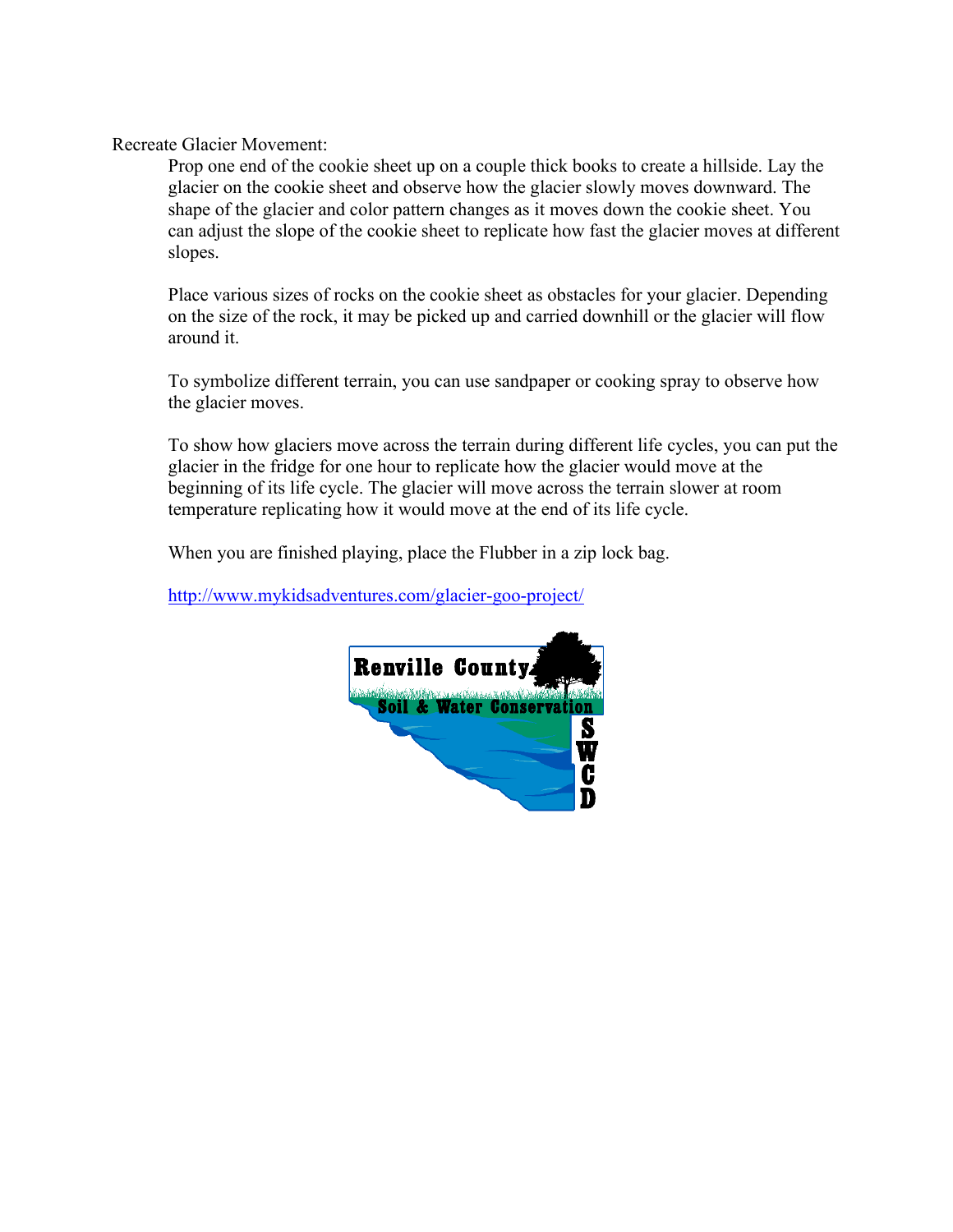Recreate Glacier Movement:

Prop one end of the cookie sheet up on a couple thick books to create a hillside. Lay the glacier on the cookie sheet and observe how the glacier slowly moves downward. The shape of the glacier and color pattern changes as it moves down the cookie sheet. You can adjust the slope of the cookie sheet to replicate how fast the glacier moves at different slopes.

Place various sizes of rocks on the cookie sheet as obstacles for your glacier. Depending on the size of the rock, it may be picked up and carried downhill or the glacier will flow around it.

To symbolize different terrain, you can use sandpaper or cooking spray to observe how the glacier moves.

To show how glaciers move across the terrain during different life cycles, you can put the glacier in the fridge for one hour to replicate how the glacier would move at the beginning of its life cycle. The glacier will move across the terrain slower at room temperature replicating how it would move at the end of its life cycle.

When you are finished playing, place the Flubber in a zip lock bag.

http://www.mykidsadventures.com/glacier-goo-project/

Renville County Soil & Water Conservation SWCD